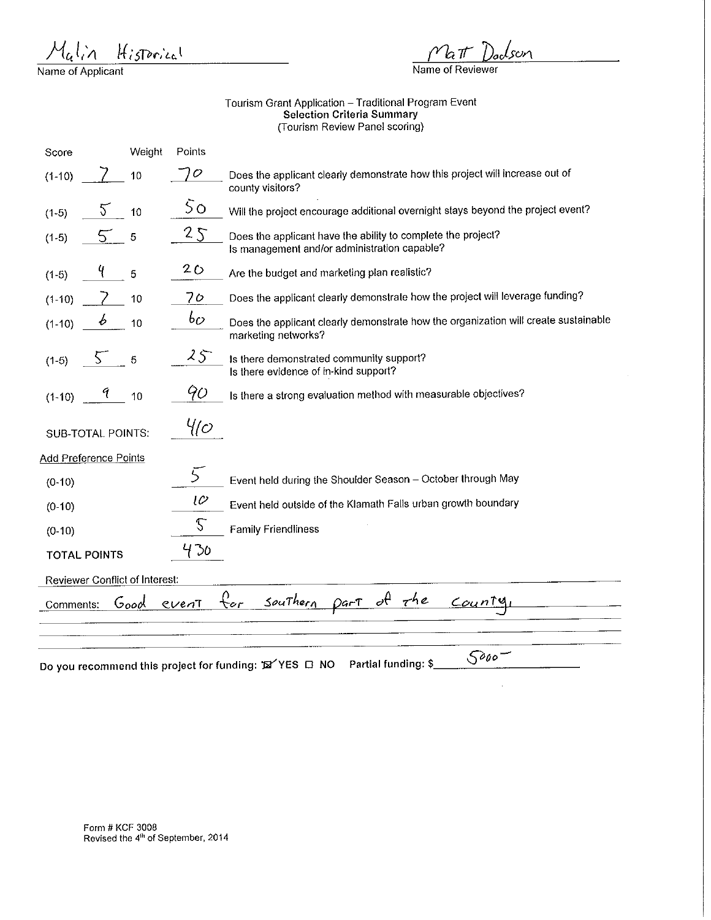Malin Historical
Name of Applicant

Matt Dodson
Name of Reviewer

Tourism Grant Application – Traditional Program Event
**Selection Criteria Summary**
(Tourism Review Panel scoring)

| Score | | Weight | Points | |
|---|---|---|---|---|
| (1-10) | 7 | 10 | 70 | Does the applicant clearly demonstrate how this project will increase out of county visitors? |
| (1-5) | 5 | 10 | 50 | Will the project encourage additional overnight stays beyond the project event? |
| (1-5) | 5 | 5 | 25 | Does the applicant have the ability to complete the project? Is management and/or administration capable? |
| (1-5) | 4 | 5 | 20 | Are the budget and marketing plan realistic? |
| (1-10) | 7 | 10 | 70 | Does the applicant clearly demonstrate how the project will leverage funding? |
| (1-10) | 6 | 10 | 60 | Does the applicant clearly demonstrate how the organization will create sustainable marketing networks? |
| (1-5) | 5 | 5 | 25 | Is there demonstrated community support? Is there evidence of in-kind support? |
| (1-10) | 9 | 10 | 90 | Is there a strong evaluation method with measurable objectives? |

SUB-TOTAL POINTS: 410

Add Preference Points

| | Points | |
|---|---|---|
| (0-10) | 5 | Event held during the Shoulder Season – October through May |
| (0-10) | 10 | Event held outside of the Klamath Falls urban growth boundary |
| (0-10) | 5 | Family Friendliness |

TOTAL POINTS: 430

Reviewer Conflict of Interest:

Comments: Good event for southern part of the county.

Do you recommend this project for funding: ☒ YES ☐ NO Partial funding: $ 5000

Form # KCF 3008
Revised the 4th of September, 2014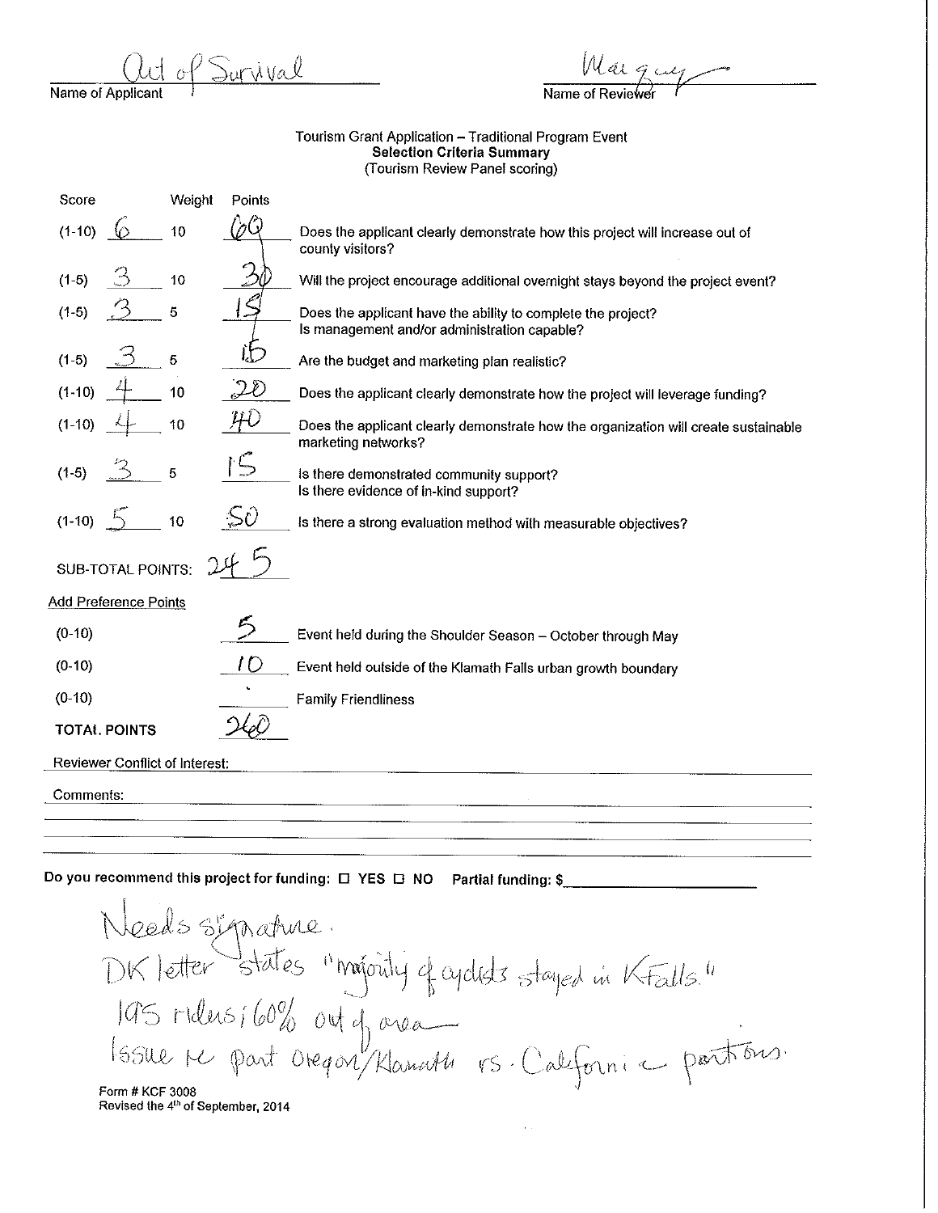Out of Survival
Name of Applicant

Margie
Name of Reviewer

Tourism Grant Application – Traditional Program Event
**Selection Criteria Summary**
(Tourism Review Panel scoring)

| Score | | Weight | Points | |
|---|---|---|---|---|
| (1-10) | 6 | 10 | 60 | Does the applicant clearly demonstrate how this project will increase out of county visitors? |
| (1-5) | 3 | 10 | 30 | Will the project encourage additional overnight stays beyond the project event? |
| (1-5) | 3 | 5 | 15 | Does the applicant have the ability to complete the project? Is management and/or administration capable? |
| (1-5) | 3 | 5 | 15 | Are the budget and marketing plan realistic? |
| (1-10) | 4 | 10 | 20 | Does the applicant clearly demonstrate how the project will leverage funding? |
| (1-10) | 4 | 10 | 40 | Does the applicant clearly demonstrate how the organization will create sustainable marketing networks? |
| (1-5) | 3 | 5 | 15 | Is there demonstrated community support? Is there evidence of in-kind support? |
| (1-10) | 5 | 10 | 50 | Is there a strong evaluation method with measurable objectives? |

SUB-TOTAL POINTS: 245

Add Preference Points

| | | |
|---|---|---|
| (0-10) | 5 | Event held during the Shoulder Season – October through May |
| (0-10) | 10 | Event held outside of the Klamath Falls urban growth boundary |
| (0-10) | | Family Friendliness |

TOTAL POINTS 260

Reviewer Conflict of Interest:

Comments:

Do you recommend this project for funding: ☐ YES ☐ NO Partial funding: $

Needs signature.
DK letter states "majority of cyclists stayed in KFalls."
195 riders; 60% out of area
Issue re part Oregon/Klamath vs. California portions.

Form # KCF 3008
Revised the 4th of September, 2014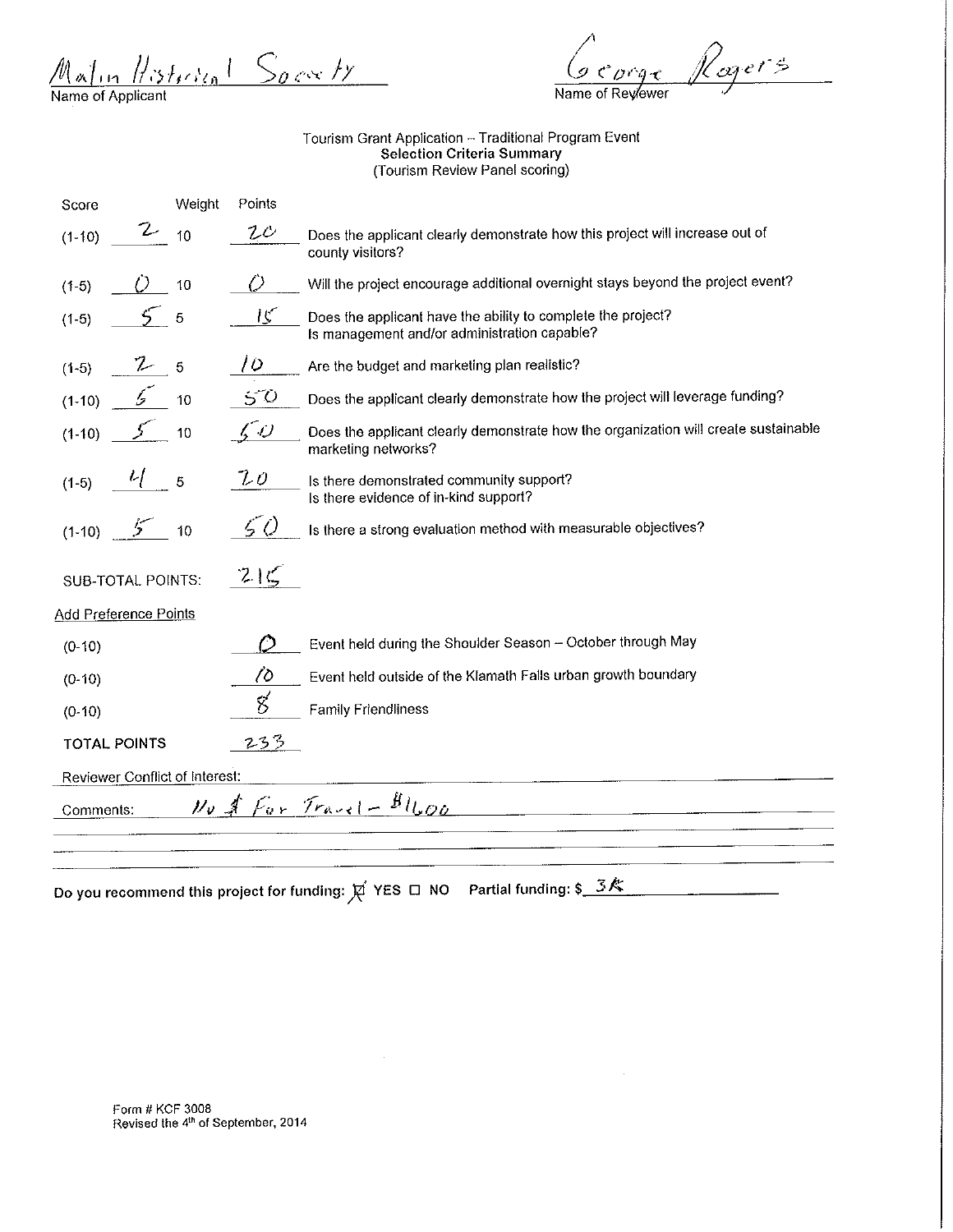Malin Historical Society
Name of Applicant

George Rogers
Name of Reviewer

Tourism Grant Application – Traditional Program Event
**Selection Criteria Summary**
(Tourism Review Panel scoring)

| Score | | Weight | Points | |
|---|---|---|---|---|
| (1-10) | 2 | 10 | 20 | Does the applicant clearly demonstrate how this project will increase out of county visitors? |
| (1-5) | 0 | 10 | 0 | Will the project encourage additional overnight stays beyond the project event? |
| (1-5) | 5 | 5 | 15 | Does the applicant have the ability to complete the project? Is management and/or administration capable? |
| (1-5) | 2 | 5 | 10 | Are the budget and marketing plan realistic? |
| (1-10) | 5 | 10 | 50 | Does the applicant clearly demonstrate how the project will leverage funding? |
| (1-10) | 5 | 10 | 50 | Does the applicant clearly demonstrate how the organization will create sustainable marketing networks? |
| (1-5) | 4 | 5 | 20 | Is there demonstrated community support? Is there evidence of in-kind support? |
| (1-10) | 5 | 10 | 50 | Is there a strong evaluation method with measurable objectives? |

SUB-TOTAL POINTS: 215

Add Preference Points

| | Points | |
|---|---|---|
| (0-10) | 0 | Event held during the Shoulder Season – October through May |
| (0-10) | 10 | Event held outside of the Klamath Falls urban growth boundary |
| (0-10) | 8 | Family Friendliness |

TOTAL POINTS 233

Reviewer Conflict of Interest:

Comments: No $ For Travel – $1600

Do you recommend this project for funding: ☒ YES ☐ NO Partial funding: $ 3K

Form # KCF 3008
Revised the 4th of September, 2014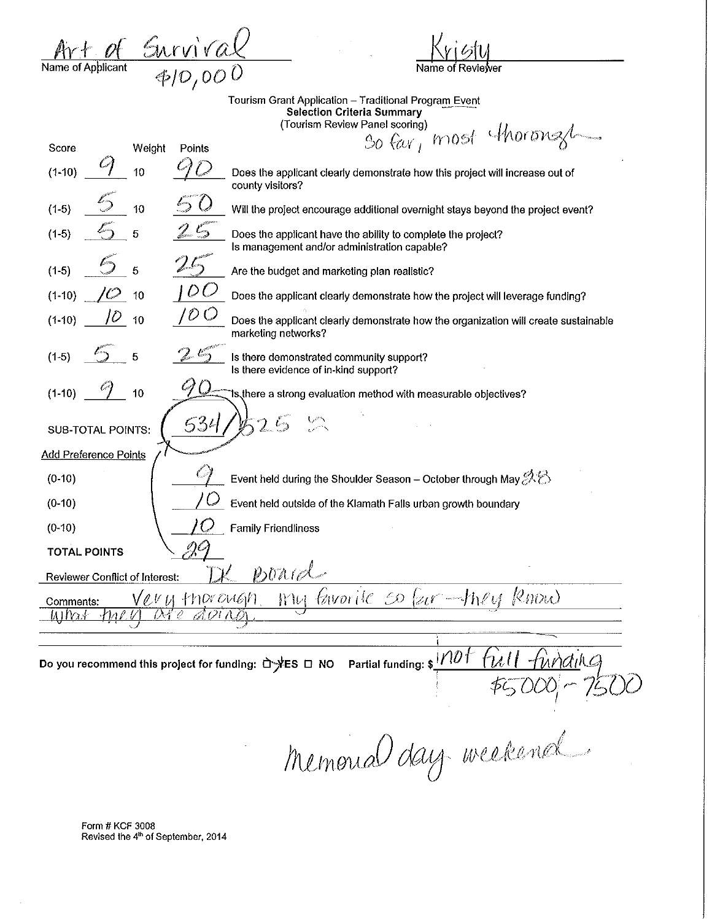Art of Survival
Name of Applicant
$10,000

Kristy
Name of Reviewer

Tourism Grant Application – Traditional Program Event
**Selection Criteria Summary**
(Tourism Review Panel scoring)

So far, most thorough

| Score | | Weight | Points | |
|---|---|---|---|---|
| (1-10) | 9 | 10 | 90 | Does the applicant clearly demonstrate how this project will increase out of county visitors? |
| (1-5) | 5 | 10 | 50 | Will the project encourage additional overnight stays beyond the project event? |
| (1-5) | 5 | 5 | 25 | Does the applicant have the ability to complete the project? Is management and/or administration capable? |
| (1-5) | 5 | 5 | 25 | Are the budget and marketing plan realistic? |
| (1-10) | 10 | 10 | 100 | Does the applicant clearly demonstrate how the project will leverage funding? |
| (1-10) | 10 | 10 | 100 | Does the applicant clearly demonstrate how the organization will create sustainable marketing networks? |
| (1-5) | 5 | 5 | 25 | Is there demonstrated community support? Is there evidence of in-kind support? |
| (1-10) | 9 | 10 | 90 | Is there a strong evaluation method with measurable objectives? |

SUB-TOTAL POINTS: 534/525

Add Preference Points

| | Points | |
|---|---|---|
| (0-10) | 9 | Event held during the Shoulder Season – October through May 28 |
| (0-10) | 10 | Event held outside of the Klamath Falls urban growth boundary |
| (0-10) | 10 | Family Friendliness |
| TOTAL POINTS | 29 | |

Reviewer Conflict of Interest: TK Board

Comments: Very thorough. My favorite so far – they know what they are doing.

Do you recommend this project for funding: ☑ YES ☐ NO Partial funding: $ not full funding $5000 – 7500

Memorial day weekend

Form # KCF 3008
Revised the 4th of September, 2014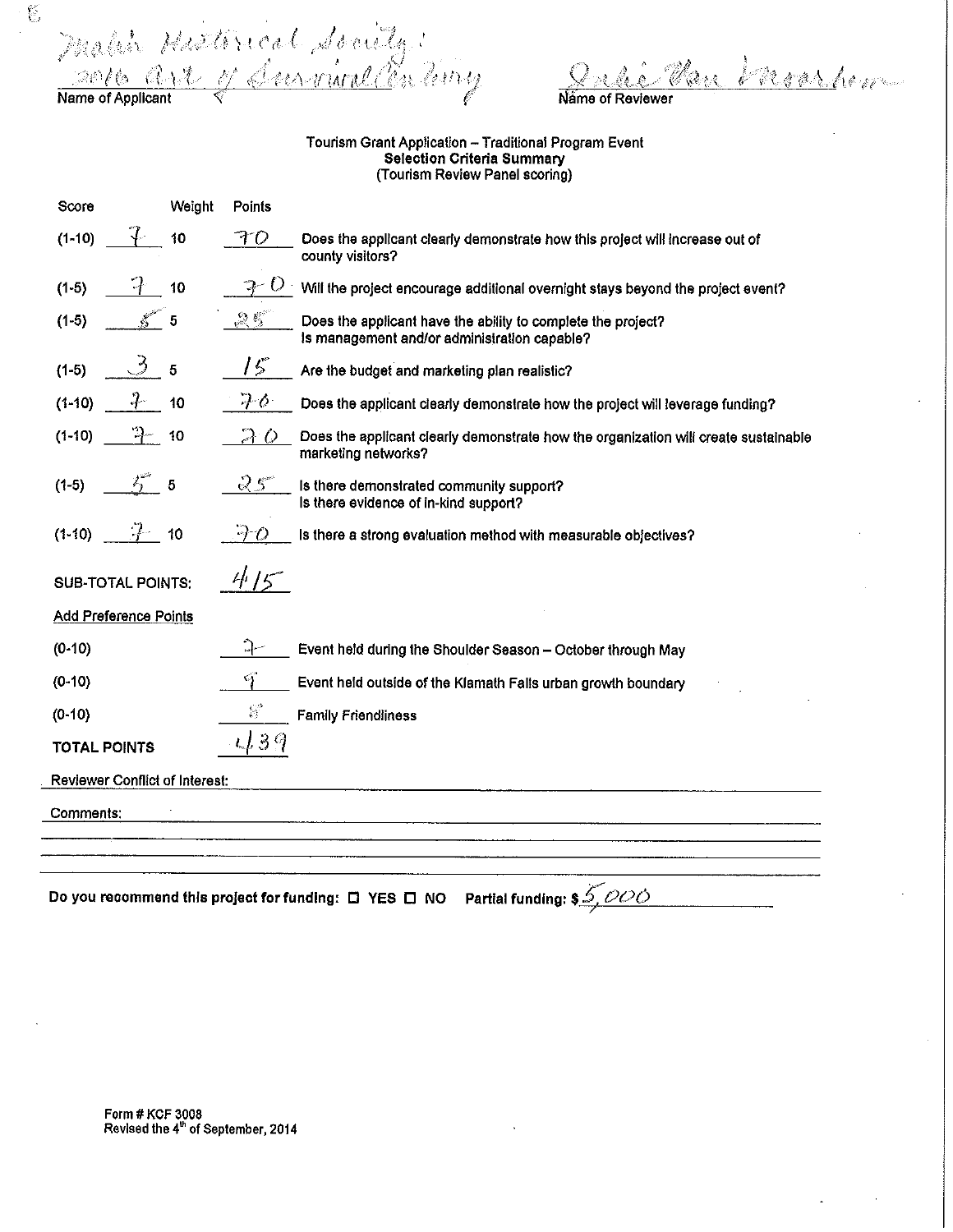Malin Historical Society: 2016 Art of Survival Gathering
Name of Applicant

Julie Van Meter
Name of Reviewer

Tourism Grant Application – Traditional Program Event
**Selection Criteria Summary**
(Tourism Review Panel scoring)

| Score | | Weight | Points | |
|---|---|---|---|---|
| (1-10) | 7 | 10 | 70 | Does the applicant clearly demonstrate how this project will increase out of county visitors? |
| (1-5) | 7 | 10 | 70 | Will the project encourage additional overnight stays beyond the project event? |
| (1-5) | 5 | 5 | 25 | Does the applicant have the ability to complete the project? Is management and/or administration capable? |
| (1-5) | 3 | 5 | 15 | Are the budget and marketing plan realistic? |
| (1-10) | 7 | 10 | 70 | Does the applicant clearly demonstrate how the project will leverage funding? |
| (1-10) | 7 | 10 | 70 | Does the applicant clearly demonstrate how the organization will create sustainable marketing networks? |
| (1-5) | 5 | 5 | 25 | Is there demonstrated community support? Is there evidence of in-kind support? |
| (1-10) | 7 | 10 | 70 | Is there a strong evaluation method with measurable objectives? |

SUB-TOTAL POINTS: 415

Add Preference Points

| | | |
|---|---|---|
| (0-10) | 7 | Event held during the Shoulder Season – October through May |
| (0-10) | 9 | Event held outside of the Klamath Falls urban growth boundary |
| (0-10) | 8 | Family Friendliness |

**TOTAL POINTS** 439

Reviewer Conflict of Interest:

Comments:

**Do you recommend this project for funding:** ☐ YES ☐ NO **Partial funding: $** 5,000

Form # KCF 3008
Revised the 4th of September, 2014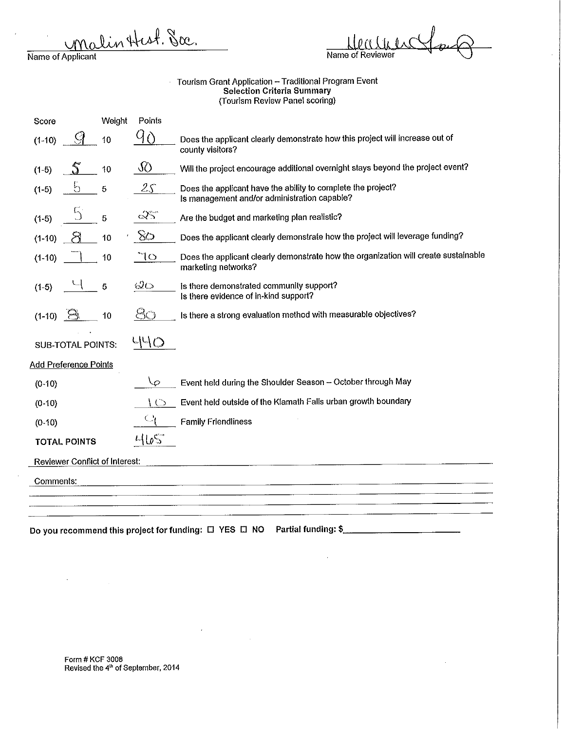Malin Hist. Soc.
Name of Applicant

Heather [signature]
Name of Reviewer

Tourism Grant Application – Traditional Program Event
**Selection Criteria Summary**
(Tourism Review Panel scoring)

| Score | | Weight | Points | |
|---|---|---|---|---|
| (1-10) | 9 | 10 | 90 | Does the applicant clearly demonstrate how this project will increase out of county visitors? |
| (1-5) | 5 | 10 | 50 | Will the project encourage additional overnight stays beyond the project event? |
| (1-5) | 5 | 5 | 25 | Does the applicant have the ability to complete the project? Is management and/or administration capable? |
| (1-5) | 5 | 5 | 25 | Are the budget and marketing plan realistic? |
| (1-10) | 8 | 10 | 80 | Does the applicant clearly demonstrate how the project will leverage funding? |
| (1-10) | 7 | 10 | 70 | Does the applicant clearly demonstrate how the organization will create sustainable marketing networks? |
| (1-5) | 4 | 5 | 20 | Is there demonstrated community support? Is there evidence of in-kind support? |
| (1-10) | 8 | 10 | 80 | Is there a strong evaluation method with measurable objectives? |

SUB-TOTAL POINTS: 440

Add Preference Points

| | | |
|---|---|---|
| (0-10) | 6 | Event held during the Shoulder Season – October through May |
| (0-10) | 10 | Event held outside of the Klamath Falls urban growth boundary |
| (0-10) | 9 | Family Friendliness |

**TOTAL POINTS** 465

Reviewer Conflict of Interest:

Comments:

**Do you recommend this project for funding:** ☐ YES ☐ NO **Partial funding: $**

Form # KCF 3008
Revised the 4th of September, 2014